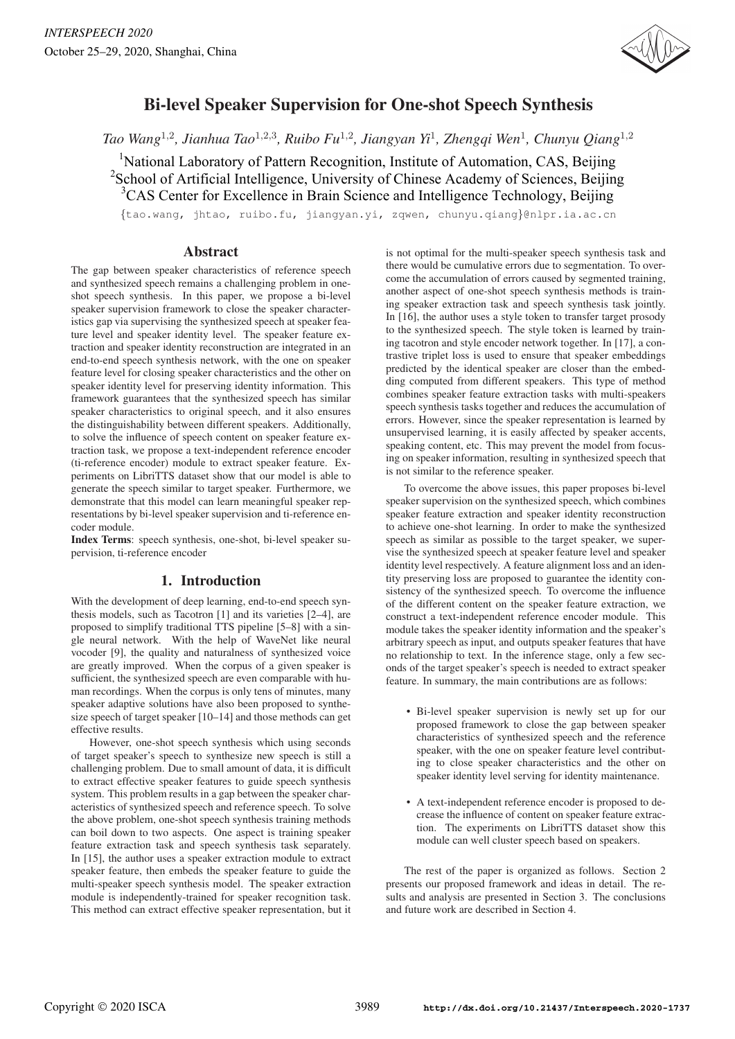# Bi-level Speaker Supervision for One-shot Speech Synthesis

*Tao Wang*[1,2]*, Jianhua Tao*[1,2,3]*, Ruibo Fu*[1,2]*, Jiangyan Yi*[1]*, Zhengqi Wen*[1]*, Chunyu Qiang*[1,2]

[1]National Laboratory of Pattern Recognition, Institute of Automation, CAS, Beijing
[2]School of Artificial Intelligence, University of Chinese Academy of Sciences, Beijing
[3]CAS Center for Excellence in Brain Science and Intelligence Technology, Beijing

{tao.wang, jhtao, ruibo.fu, jiangyan.yi, zqwen, chunyu.qiang}@nlpr.ia.ac.cn

## Abstract

The gap between speaker characteristics of reference speech and synthesized speech remains a challenging problem in one-shot speech synthesis. In this paper, we propose a bi-level speaker supervision framework to close the speaker characteristics gap via supervising the synthesized speech at speaker feature level and speaker identity level. The speaker feature extraction and speaker identity reconstruction are integrated in an end-to-end speech synthesis network, with the one on speaker feature level for closing speaker characteristics and the other on speaker identity level for preserving identity information. This framework guarantees that the synthesized speech has similar speaker characteristics to original speech, and it also ensures the distinguishability between different speakers. Additionally, to solve the influence of speech content on speaker feature extraction task, we propose a text-independent reference encoder (ti-reference encoder) module to extract speaker feature. Experiments on LibriTTS dataset show that our model is able to generate the speech similar to target speaker. Furthermore, we demonstrate that this model can learn meaningful speaker representations by bi-level speaker supervision and ti-reference encoder module.

**Index Terms**: speech synthesis, one-shot, bi-level speaker supervision, ti-reference encoder

## 1. Introduction

With the development of deep learning, end-to-end speech synthesis models, such as Tacotron [1] and its varieties [2–4], are proposed to simplify traditional TTS pipeline [5–8] with a single neural network. With the help of WaveNet like neural vocoder [9], the quality and naturalness of synthesized voice are greatly improved. When the corpus of a given speaker is sufficient, the synthesized speech are even comparable with human recordings. When the corpus is only tens of minutes, many speaker adaptive solutions have also been proposed to synthesize speech of target speaker [10–14] and those methods can get effective results.

However, one-shot speech synthesis which using seconds of target speaker's speech to synthesize new speech is still a challenging problem. Due to small amount of data, it is difficult to extract effective speaker features to guide speech synthesis system. This problem results in a gap between the speaker characteristics of synthesized speech and reference speech. To solve the above problem, one-shot speech synthesis training methods can boil down to two aspects. One aspect is training speaker feature extraction task and speech synthesis task separately. In [15], the author uses a speaker extraction module to extract speaker feature, then embeds the speaker feature to guide the multi-speaker speech synthesis model. The speaker extraction module is independently-trained for speaker recognition task. This method can extract effective speaker representation, but it is not optimal for the multi-speaker speech synthesis task and there would be cumulative errors due to segmentation. To overcome the accumulation of errors caused by segmented training, another aspect of one-shot speech synthesis methods is training speaker extraction task and speech synthesis task jointly. In [16], the author uses a style token to transfer target prosody to the synthesized speech. The style token is learned by training tacotron and style encoder network together. In [17], a contrastive triplet loss is used to ensure that speaker embeddings predicted by the identical speaker are closer than the embedding computed from different speakers. This type of method combines speaker feature extraction tasks with multi-speakers speech synthesis tasks together and reduces the accumulation of errors. However, since the speaker representation is learned by unsupervised learning, it is easily affected by speaker accents, speaking content, etc. This may prevent the model from focusing on speaker information, resulting in synthesized speech that is not similar to the reference speaker.

To overcome the above issues, this paper proposes bi-level speaker supervision on the synthesized speech, which combines speaker feature extraction and speaker identity reconstruction to achieve one-shot learning. In order to make the synthesized speech as similar as possible to the target speaker, we supervise the synthesized speech at speaker feature level and speaker identity level respectively. A feature alignment loss and an identity preserving loss are proposed to guarantee the identity consistency of the synthesized speech. To overcome the influence of the different content on the speaker feature extraction, we construct a text-independent reference encoder module. This module takes the speaker identity information and the speaker's arbitrary speech as input, and outputs speaker features that have no relationship to text. In the inference stage, only a few seconds of the target speaker's speech is needed to extract speaker feature. In summary, the main contributions are as follows:

- Bi-level speaker supervision is newly set up for our proposed framework to close the gap between speaker characteristics of synthesized speech and the reference speaker, with the one on speaker feature level contributing to close speaker characteristics and the other on speaker identity level serving for identity maintenance.
- A text-independent reference encoder is proposed to decrease the influence of content on speaker feature extraction. The experiments on LibriTTS dataset show this module can well cluster speech based on speakers.

The rest of the paper is organized as follows. Section 2 presents our proposed framework and ideas in detail. The results and analysis are presented in Section 3. The conclusions and future work are described in Section 4.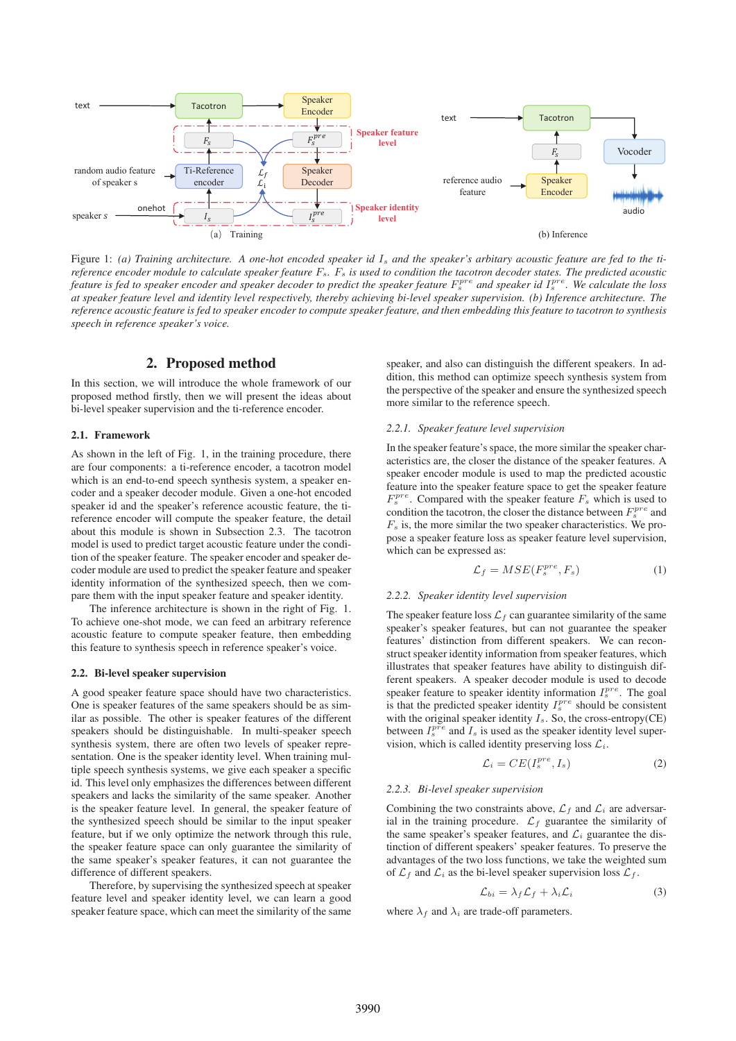Figure 1: *(a) Training architecture. A one-hot encoded speaker id $I_s$ and the speaker's arbitary acoustic feature are fed to the ti-reference encoder module to calculate speaker feature $F_s$. $F_s$ is used to condition the tacotron decoder states. The predicted acoustic feature is fed to speaker encoder and speaker decoder to predict the speaker feature $F_s^{pre}$ and speaker id $I_s^{pre}$. We calculate the loss at speaker feature level and identity level respectively, thereby achieving bi-level speaker supervision. (b) Inference architecture. The reference acoustic feature is fed to speaker encoder to compute speaker feature, and then embedding this feature to tacotron to synthesis speech in reference speaker's voice.*

## 2. Proposed method

In this section, we will introduce the whole framework of our proposed method firstly, then we will present the ideas about bi-level speaker supervision and the ti-reference encoder.

### 2.1. Framework

As shown in the left of Fig. 1, in the training procedure, there are four components: a ti-reference encoder, a tacotron model which is an end-to-end speech synthesis system, a speaker encoder and a speaker decoder module. Given a one-hot encoded speaker id and the speaker's reference acoustic feature, the ti-reference encoder will compute the speaker feature, the detail about this module is shown in Subsection 2.3. The tacotron model is used to predict target acoustic feature under the condition of the speaker feature. The speaker encoder and speaker decoder module are used to predict the speaker feature and speaker identity information of the synthesized speech, then we compare them with the input speaker feature and speaker identity.

The inference architecture is shown in the right of Fig. 1. To achieve one-shot mode, we can feed an arbitrary reference acoustic feature to compute speaker feature, then embedding this feature to synthesis speech in reference speaker's voice.

### 2.2. Bi-level speaker supervision

A good speaker feature space should have two characteristics. One is speaker features of the same speakers should be as similar as possible. The other is speaker features of the different speakers should be distinguishable. In multi-speaker speech synthesis system, there are often two levels of speaker representation. One is the speaker identity level. When training multiple speech synthesis systems, we give each speaker a specific id. This level only emphasizes the differences between different speakers and lacks the similarity of the same speaker. Another is the speaker feature level. In general, the speaker feature of the synthesized speech should be similar to the input speaker feature, but if we only optimize the network through this rule, the speaker feature space can only guarantee the similarity of the same speaker's speaker features, it can not guarantee the difference of different speakers.

Therefore, by supervising the synthesized speech at speaker feature level and speaker identity level, we can learn a good speaker feature space, which can meet the similarity of the same speaker, and also can distinguish the different speakers. In addition, this method can optimize speech synthesis system from the perspective of the speaker and ensure the synthesized speech more similar to the reference speech.

#### 2.2.1. Speaker feature level supervision

In the speaker feature's space, the more similar the speaker characteristics are, the closer the distance of the speaker features. A speaker encoder module is used to map the predicted acoustic feature into the speaker feature space to get the speaker feature $F_s^{pre}$. Compared with the speaker feature $F_s$ which is used to condition the tacotron, the closer the distance between $F_s^{pre}$ and $F_s$ is, the more similar the two speaker characteristics. We propose a speaker feature loss as speaker feature level supervision, which can be expressed as:

$$\mathcal{L}_f = MSE(F_s^{pre}, F_s) \tag{1}$$

#### 2.2.2. Speaker identity level supervision

The speaker feature loss $\mathcal{L}_f$ can guarantee similarity of the same speaker's speaker features, but can not guarantee the speaker features' distinction from different speakers. We can reconstruct speaker identity information from speaker features, which illustrates that speaker features have ability to distinguish different speakers. A speaker decoder module is used to decode speaker feature to speaker identity information $I_s^{pre}$. The goal is that the predicted speaker identity $I_s^{pre}$ should be consistent with the original speaker identity $I_s$. So, the cross-entropy(CE) between $I_s^{pre}$ and $I_s$ is used as the speaker identity level supervision, which is called identity preserving loss $\mathcal{L}_i$.

$$\mathcal{L}_i = CE(I_s^{pre}, I_s) \tag{2}$$

#### 2.2.3. Bi-level speaker supervision

Combining the two constraints above, $\mathcal{L}_f$ and $\mathcal{L}_i$ are adversarial in the training procedure. $\mathcal{L}_f$ guarantee the similarity of the same speaker's speaker features, and $\mathcal{L}_i$ guarantee the distinction of different speakers' speaker features. To preserve the advantages of the two loss functions, we take the weighted sum of $\mathcal{L}_f$ and $\mathcal{L}_i$ as the bi-level speaker supervision loss $\mathcal{L}_f$.

$$\mathcal{L}_{bi} = \lambda_f \mathcal{L}_f + \lambda_i \mathcal{L}_i \tag{3}$$

where $\lambda_f$ and $\lambda_i$ are trade-off parameters.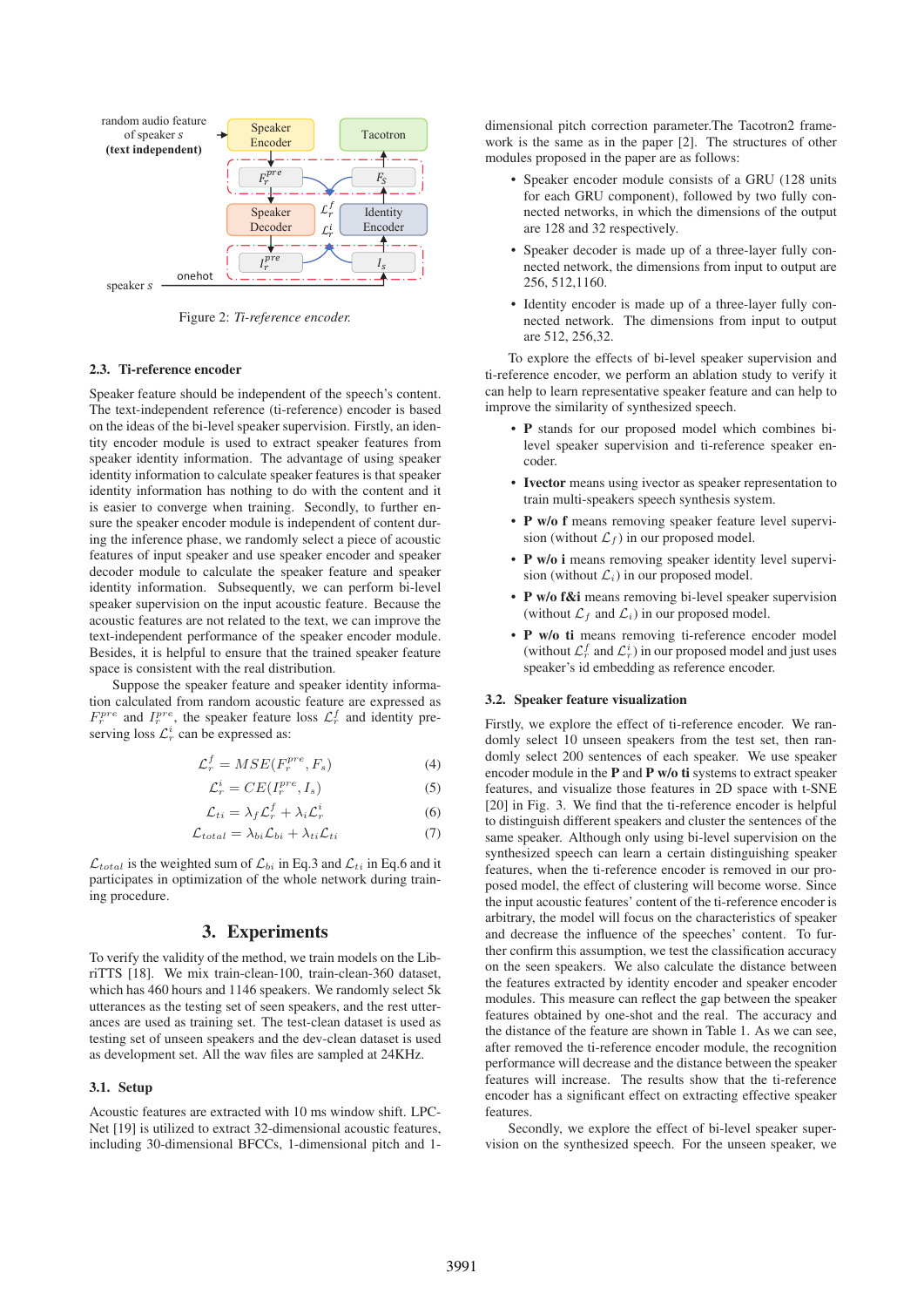Figure 2: *Ti-reference encoder.*

### 2.3. Ti-reference encoder

Speaker feature should be independent of the speech's content. The text-independent reference (ti-reference) encoder is based on the ideas of the bi-level speaker supervision. Firstly, an identity encoder module is used to extract speaker features from speaker identity information. The advantage of using speaker identity information to calculate speaker features is that speaker identity information has nothing to do with the content and it is easier to converge when training. Secondly, to further ensure the speaker encoder module is independent of content during the inference phase, we randomly select a piece of acoustic features of input speaker and use speaker encoder and speaker decoder module to calculate the speaker feature and speaker identity information. Subsequently, we can perform bi-level speaker supervision on the input acoustic feature. Because the acoustic features are not related to the text, we can improve the text-independent performance of the speaker encoder module. Besides, it is helpful to ensure that the trained speaker feature space is consistent with the real distribution.

Suppose the speaker feature and speaker identity information calculated from random acoustic feature are expressed as $F_r^{pre}$ and $I_r^{pre}$, the speaker feature loss $\mathcal{L}_r^f$ and identity preserving loss $\mathcal{L}_r^i$ can be expressed as:

$$\mathcal{L}_r^f = MSE(F_r^{pre}, F_s) \tag{4}$$

$$\mathcal{L}_r^i = CE(I_r^{pre}, I_s) \tag{5}$$

$$\mathcal{L}_{ti} = \lambda_f \mathcal{L}_r^f + \lambda_i \mathcal{L}_r^i \tag{6}$$

$$\mathcal{L}_{total} = \lambda_{bi}\mathcal{L}_{bi} + \lambda_{ti}\mathcal{L}_{ti} \tag{7}$$

$\mathcal{L}_{total}$ is the weighted sum of $\mathcal{L}_{bi}$ in Eq.3 and $\mathcal{L}_{ti}$ in Eq.6 and it participates in optimization of the whole network during training procedure.

## 3. Experiments

To verify the validity of the method, we train models on the LibriTTS [18]. We mix train-clean-100, train-clean-360 dataset, which has 460 hours and 1146 speakers. We randomly select 5k utterances as the testing set of seen speakers, and the rest utterances are used as training set. The test-clean dataset is used as testing set of unseen speakers and the dev-clean dataset is used as development set. All the wav files are sampled at 24KHz.

### 3.1. Setup

Acoustic features are extracted with 10 ms window shift. LPCNet [19] is utilized to extract 32-dimensional acoustic features, including 30-dimensional BFCCs, 1-dimensional pitch and 1-dimensional pitch correction parameter.The Tacotron2 framework is the same as in the paper [2]. The structures of other modules proposed in the paper are as follows:

- Speaker encoder module consists of a GRU (128 units for each GRU component), followed by two fully connected networks, in which the dimensions of the output are 128 and 32 respectively.
- Speaker decoder is made up of a three-layer fully connected network, the dimensions from input to output are 256, 512,1160.
- Identity encoder is made up of a three-layer fully connected network. The dimensions from input to output are 512, 256,32.

To explore the effects of bi-level speaker supervision and ti-reference encoder, we perform an ablation study to verify it can help to learn representative speaker feature and can help to improve the similarity of synthesized speech.

- **P** stands for our proposed model which combines bi-level speaker supervision and ti-reference speaker encoder.
- **Ivector** means using ivector as speaker representation to train multi-speakers speech synthesis system.
- **P w/o f** means removing speaker feature level supervision (without $\mathcal{L}_f$) in our proposed model.
- **P w/o i** means removing speaker identity level supervision (without $\mathcal{L}_i$) in our proposed model.
- **P w/o f&i** means removing bi-level speaker supervision (without $\mathcal{L}_f$ and $\mathcal{L}_i$) in our proposed model.
- **P w/o ti** means removing ti-reference encoder model (without $\mathcal{L}_r^f$ and $\mathcal{L}_r^i$) in our proposed model and just uses speaker's id embedding as reference encoder.

### 3.2. Speaker feature visualization

Firstly, we explore the effect of ti-reference encoder. We randomly select 10 unseen speakers from the test set, then randomly select 200 sentences of each speaker. We use speaker encoder module in the **P** and **P w/o ti** systems to extract speaker features, and visualize those features in 2D space with t-SNE [20] in Fig. 3. We find that the ti-reference encoder is helpful to distinguish different speakers and cluster the sentences of the same speaker. Although only using bi-level supervision on the synthesized speech can learn a certain distinguishing speaker features, when the ti-reference encoder is removed in our proposed model, the effect of clustering will become worse. Since the input acoustic features' content of the ti-reference encoder is arbitrary, the model will focus on the characteristics of speaker and decrease the influence of the speeches' content. To further confirm this assumption, we test the classification accuracy on the seen speakers. We also calculate the distance between the features extracted by identity encoder and speaker encoder modules. This measure can reflect the gap between the speaker features obtained by one-shot and the real. The accuracy and the distance of the feature are shown in Table 1. As we can see, after removed the ti-reference encoder module, the recognition performance will decrease and the distance between the speaker features will increase. The results show that the ti-reference encoder has a significant effect on extracting effective speaker features.

Secondly, we explore the effect of bi-level speaker supervision on the synthesized speech. For the unseen speaker, we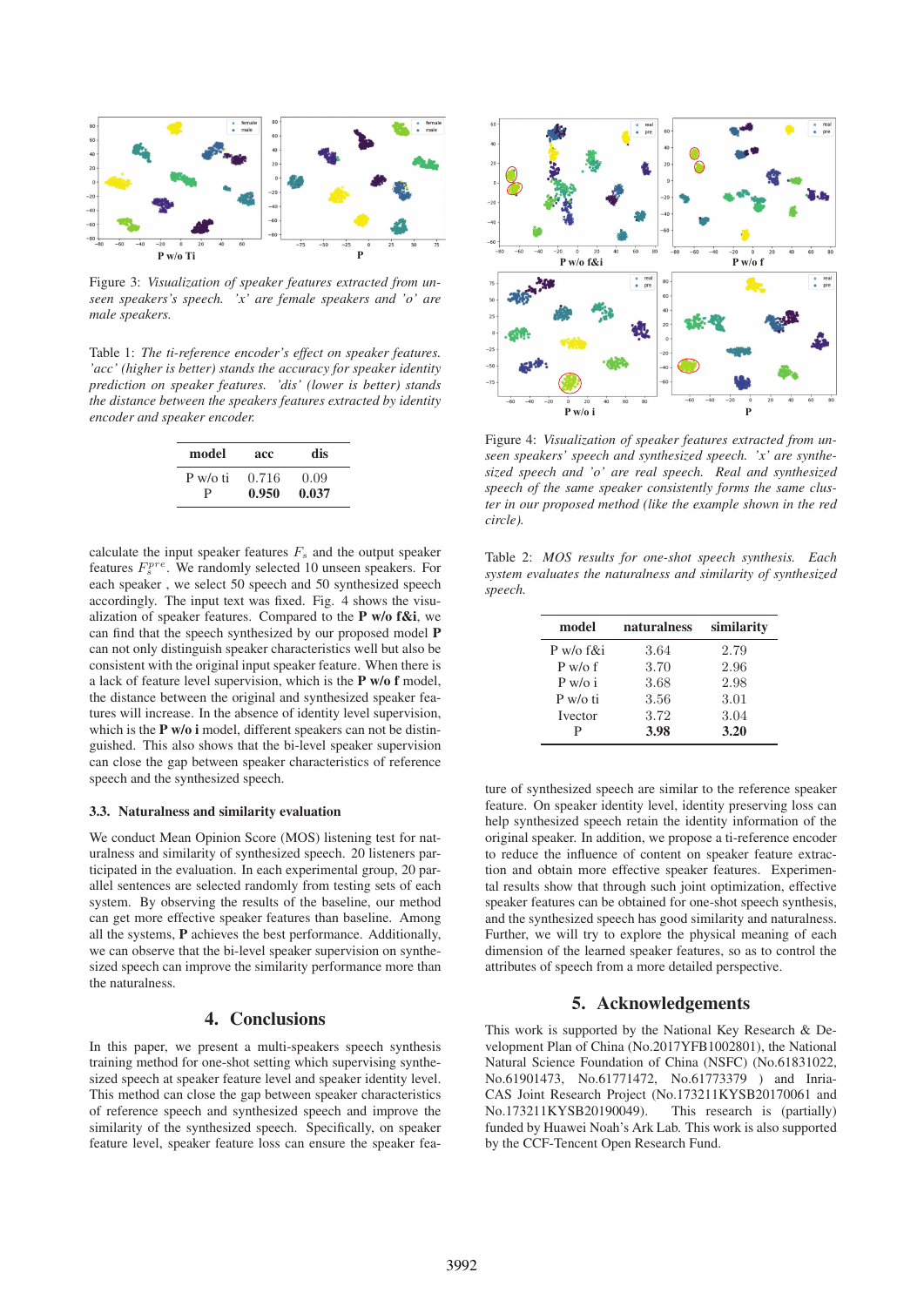Figure 3: *Visualization of speaker features extracted from unseen speakers's speech. 'x' are female speakers and 'o' are male speakers.*

Table 1: *The ti-reference encoder's effect on speaker features. 'acc' (higher is better) stands the accuracy for speaker identity prediction on speaker features. 'dis' (lower is better) stands the distance between the speakers features extracted by identity encoder and speaker encoder.*

| model | acc | dis |
|---|---|---|
| P w/o ti | 0.716 | 0.09 |
| P | **0.950** | **0.037** |

calculate the input speaker features $F_s$ and the output speaker features $F_s^{pre}$. We randomly selected 10 unseen speakers. For each speaker , we select 50 speech and 50 synthesized speech accordingly. The input text was fixed. Fig. 4 shows the visualization of speaker features. Compared to the **P w/o f&i**, we can find that the speech synthesized by our proposed model **P** can not only distinguish speaker characteristics well but also be consistent with the original input speaker feature. When there is a lack of feature level supervision, which is the **P w/o f** model, the distance between the original and synthesized speaker features will increase. In the absence of identity level supervision, which is the **P w/o i** model, different speakers can not be distinguished. This also shows that the bi-level speaker supervision can close the gap between speaker characteristics of reference speech and the synthesized speech.

### 3.3. Naturalness and similarity evaluation

We conduct Mean Opinion Score (MOS) listening test for naturalness and similarity of synthesized speech. 20 listeners participated in the evaluation. In each experimental group, 20 parallel sentences are selected randomly from testing sets of each system. By observing the results of the baseline, our method can get more effective speaker features than baseline. Among all the systems, **P** achieves the best performance. Additionally, we can observe that the bi-level speaker supervision on synthesized speech can improve the similarity performance more than the naturalness.

## 4. Conclusions

In this paper, we present a multi-speakers speech synthesis training method for one-shot setting which supervising synthesized speech at speaker feature level and speaker identity level. This method can close the gap between speaker characteristics of reference speech and synthesized speech and improve the similarity of the synthesized speech. Specifically, on speaker feature level, speaker feature loss can ensure the speaker feature of synthesized speech are similar to the reference speaker feature. On speaker identity level, identity preserving loss can help synthesized speech retain the identity information of the original speaker. In addition, we propose a ti-reference encoder to reduce the influence of content on speaker feature extraction and obtain more effective speaker features. Experimental results show that through such joint optimization, effective speaker features can be obtained for one-shot speech synthesis, and the synthesized speech has good similarity and naturalness. Further, we will try to explore the physical meaning of each dimension of the learned speaker features, so as to control the attributes of speech from a more detailed perspective.

Figure 4: *Visualization of speaker features extracted from unseen speakers' speech and synthesized speech. 'x' are synthesized speech and 'o' are real speech. Real and synthesized speech of the same speaker consistently forms the same cluster in our proposed method (like the example shown in the red circle).*

Table 2: *MOS results for one-shot speech synthesis. Each system evaluates the naturalness and similarity of synthesized speech.*

| model | naturalness | similarity |
|---|---|---|
| P w/o f&i | 3.64 | 2.79 |
| P w/o f | 3.70 | 2.96 |
| P w/o i | 3.68 | 2.98 |
| P w/o ti | 3.56 | 3.01 |
| Ivector | 3.72 | 3.04 |
| P | **3.98** | **3.20** |

## 5. Acknowledgements

This work is supported by the National Key Research & Development Plan of China (No.2017YFB1002801), the National Natural Science Foundation of China (NSFC) (No.61831022, No.61901473, No.61771472, No.61773379 ) and Inria-CAS Joint Research Project (No.173211KYSB20170061 and No.173211KYSB20190049). This research is (partially) funded by Huawei Noah's Ark Lab. This work is also supported by the CCF-Tencent Open Research Fund.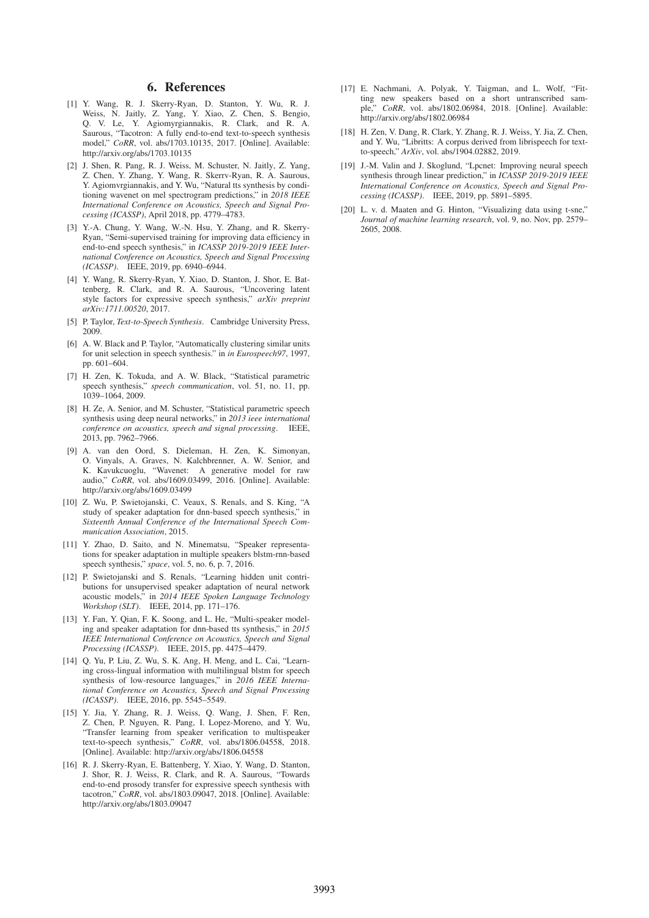## 6. References

[1] Y. Wang, R. J. Skerry-Ryan, D. Stanton, Y. Wu, R. J. Weiss, N. Jaitly, Z. Yang, Y. Xiao, Z. Chen, S. Bengio, Q. V. Le, Y. Agiomyrgiannakis, R. Clark, and R. A. Saurous, "Tacotron: A fully end-to-end text-to-speech synthesis model," *CoRR*, vol. abs/1703.10135, 2017. [Online]. Available: http://arxiv.org/abs/1703.10135

[2] J. Shen, R. Pang, R. J. Weiss, M. Schuster, N. Jaitly, Z. Yang, Z. Chen, Y. Zhang, Y. Wang, R. Skerrv-Ryan, R. A. Saurous, Y. Agiomvrgiannakis, and Y. Wu, "Natural tts synthesis by conditioning wavenet on mel spectrogram predictions," in *2018 IEEE International Conference on Acoustics, Speech and Signal Processing (ICASSP)*, April 2018, pp. 4779–4783.

[3] Y.-A. Chung, Y. Wang, W.-N. Hsu, Y. Zhang, and R. Skerry-Ryan, "Semi-supervised training for improving data efficiency in end-to-end speech synthesis," in *ICASSP 2019-2019 IEEE International Conference on Acoustics, Speech and Signal Processing (ICASSP)*. IEEE, 2019, pp. 6940–6944.

[4] Y. Wang, R. Skerry-Ryan, Y. Xiao, D. Stanton, J. Shor, E. Battenberg, R. Clark, and R. A. Saurous, "Uncovering latent style factors for expressive speech synthesis," *arXiv preprint arXiv:1711.00520*, 2017.

[5] P. Taylor, *Text-to-Speech Synthesis*. Cambridge University Press, 2009.

[6] A. W. Black and P. Taylor, "Automatically clustering similar units for unit selection in speech synthesis." in *in Eurospeech97*, 1997, pp. 601–604.

[7] H. Zen, K. Tokuda, and A. W. Black, "Statistical parametric speech synthesis," *speech communication*, vol. 51, no. 11, pp. 1039–1064, 2009.

[8] H. Ze, A. Senior, and M. Schuster, "Statistical parametric speech synthesis using deep neural networks," in *2013 ieee international conference on acoustics, speech and signal processing*. IEEE, 2013, pp. 7962–7966.

[9] A. van den Oord, S. Dieleman, H. Zen, K. Simonyan, O. Vinyals, A. Graves, N. Kalchbrenner, A. W. Senior, and K. Kavukcuoglu, "Wavenet: A generative model for raw audio," *CoRR*, vol. abs/1609.03499, 2016. [Online]. Available: http://arxiv.org/abs/1609.03499

[10] Z. Wu, P. Swietojanski, C. Veaux, S. Renals, and S. King, "A study of speaker adaptation for dnn-based speech synthesis," in *Sixteenth Annual Conference of the International Speech Communication Association*, 2015.

[11] Y. Zhao, D. Saito, and N. Minematsu, "Speaker representations for speaker adaptation in multiple speakers blstm-rnn-based speech synthesis," *space*, vol. 5, no. 6, p. 7, 2016.

[12] P. Swietojanski and S. Renals, "Learning hidden unit contributions for unsupervised speaker adaptation of neural network acoustic models," in *2014 IEEE Spoken Language Technology Workshop (SLT)*. IEEE, 2014, pp. 171–176.

[13] Y. Fan, Y. Qian, F. K. Soong, and L. He, "Multi-speaker modeling and speaker adaptation for dnn-based tts synthesis," in *2015 IEEE International Conference on Acoustics, Speech and Signal Processing (ICASSP)*. IEEE, 2015, pp. 4475–4479.

[14] Q. Yu, P. Liu, Z. Wu, S. K. Ang, H. Meng, and L. Cai, "Learning cross-lingual information with multilingual blstm for speech synthesis of low-resource languages," in *2016 IEEE International Conference on Acoustics, Speech and Signal Processing (ICASSP)*. IEEE, 2016, pp. 5545–5549.

[15] Y. Jia, Y. Zhang, R. J. Weiss, Q. Wang, J. Shen, F. Ren, Z. Chen, P. Nguyen, R. Pang, I. Lopez-Moreno, and Y. Wu, "Transfer learning from speaker verification to multispeaker text-to-speech synthesis," *CoRR*, vol. abs/1806.04558, 2018. [Online]. Available: http://arxiv.org/abs/1806.04558

[16] R. J. Skerry-Ryan, E. Battenberg, Y. Xiao, Y. Wang, D. Stanton, J. Shor, R. J. Weiss, R. Clark, and R. A. Saurous, "Towards end-to-end prosody transfer for expressive speech synthesis with tacotron," *CoRR*, vol. abs/1803.09047, 2018. [Online]. Available: http://arxiv.org/abs/1803.09047

[17] E. Nachmani, A. Polyak, Y. Taigman, and L. Wolf, "Fitting new speakers based on a short untranscribed sample," *CoRR*, vol. abs/1802.06984, 2018. [Online]. Available: http://arxiv.org/abs/1802.06984

[18] H. Zen, V. Dang, R. Clark, Y. Zhang, R. J. Weiss, Y. Jia, Z. Chen, and Y. Wu, "Libritts: A corpus derived from librispeech for text-to-speech," *ArXiv*, vol. abs/1904.02882, 2019.

[19] J.-M. Valin and J. Skoglund, "Lpcnet: Improving neural speech synthesis through linear prediction," in *ICASSP 2019-2019 IEEE International Conference on Acoustics, Speech and Signal Processing (ICASSP)*. IEEE, 2019, pp. 5891–5895.

[20] L. v. d. Maaten and G. Hinton, "Visualizing data using t-sne," *Journal of machine learning research*, vol. 9, no. Nov, pp. 2579–2605, 2008.